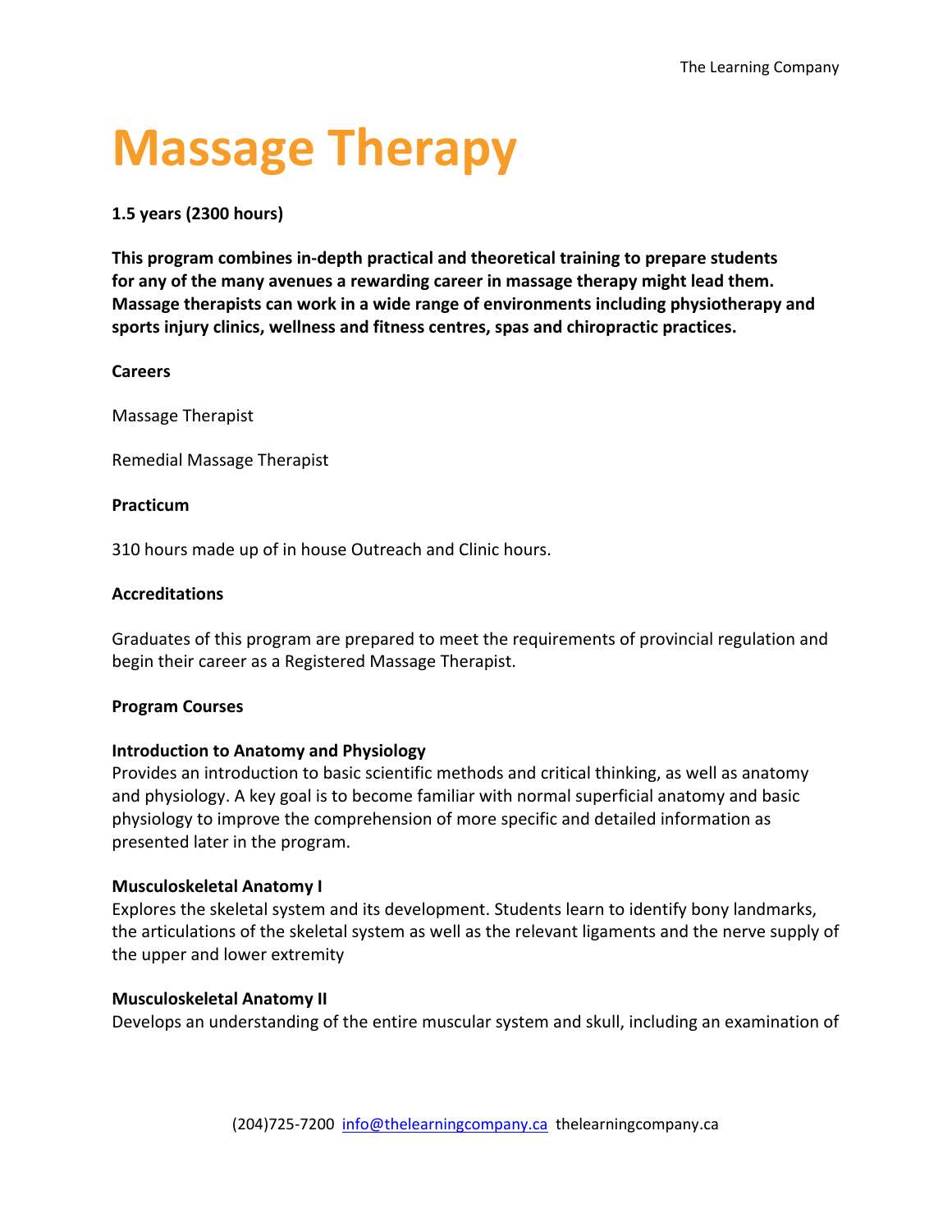# Massage Therapy

**1.5 years (2300 hours)**

**This program combines in-depth practical and theoretical training to prepare students for any of the many avenues a rewarding career in massage therapy might lead them. Massage therapists can work in a wide range of environments including physiotherapy and sports injury clinics, wellness and fitness centres, spas and chiropractic practices.**

**Careers**

Massage Therapist

Remedial Massage Therapist

**Practicum**

310 hours made up of in house Outreach and Clinic hours.

**Accreditations**

Graduates of this program are prepared to meet the requirements of provincial regulation and begin their career as a Registered Massage Therapist.

**Program Courses**

**Introduction to Anatomy and Physiology**
Provides an introduction to basic scientific methods and critical thinking, as well as anatomy and physiology. A key goal is to become familiar with normal superficial anatomy and basic physiology to improve the comprehension of more specific and detailed information as presented later in the program.

**Musculoskeletal Anatomy I**
Explores the skeletal system and its development. Students learn to identify bony landmarks, the articulations of the skeletal system as well as the relevant ligaments and the nerve supply of the upper and lower extremity

**Musculoskeletal Anatomy II**
Develops an understanding of the entire muscular system and skull, including an examination of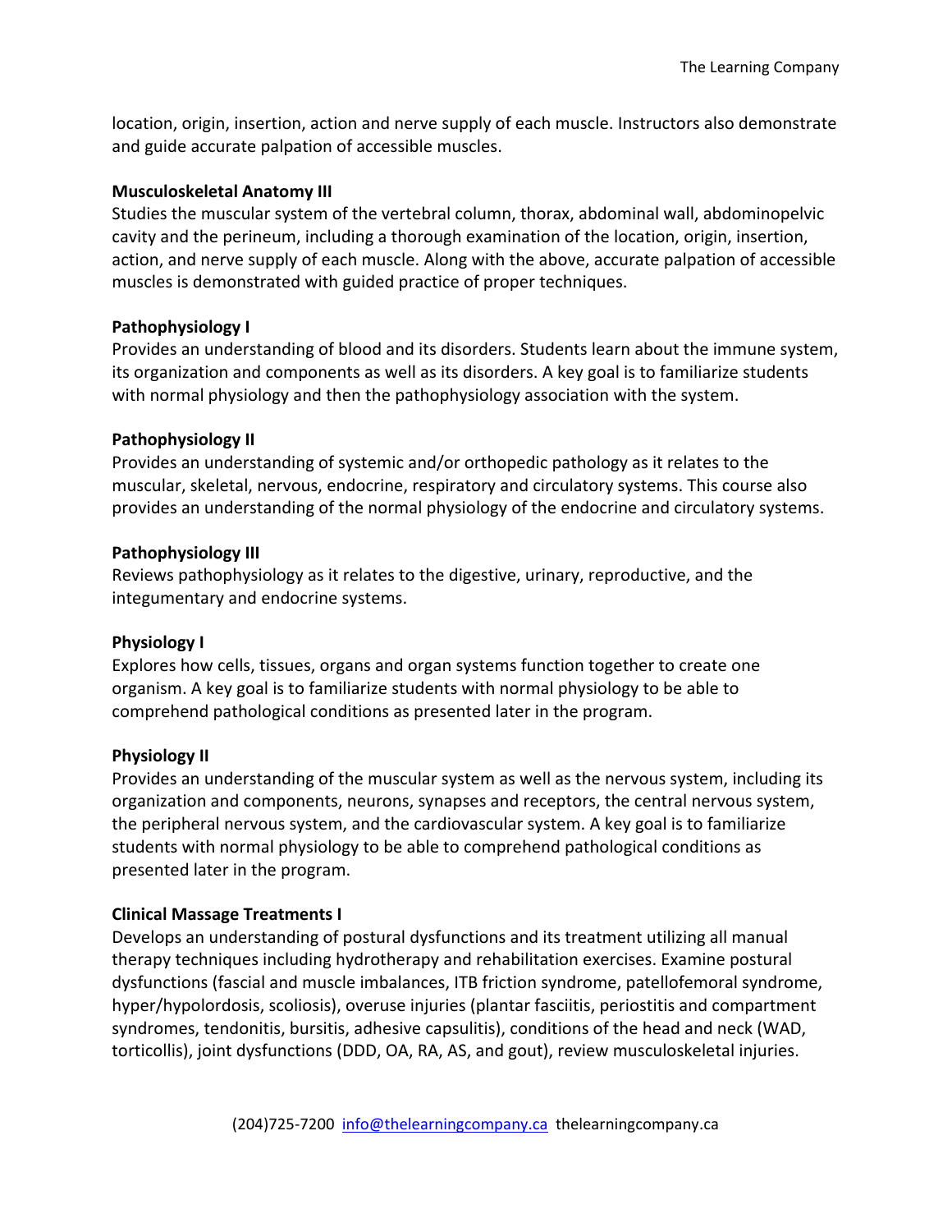location, origin, insertion, action and nerve supply of each muscle. Instructors also demonstrate and guide accurate palpation of accessible muscles.

**Musculoskeletal Anatomy III**
Studies the muscular system of the vertebral column, thorax, abdominal wall, abdominopelvic cavity and the perineum, including a thorough examination of the location, origin, insertion, action, and nerve supply of each muscle. Along with the above, accurate palpation of accessible muscles is demonstrated with guided practice of proper techniques.

**Pathophysiology I**
Provides an understanding of blood and its disorders. Students learn about the immune system, its organization and components as well as its disorders. A key goal is to familiarize students with normal physiology and then the pathophysiology association with the system.

**Pathophysiology II**
Provides an understanding of systemic and/or orthopedic pathology as it relates to the muscular, skeletal, nervous, endocrine, respiratory and circulatory systems. This course also provides an understanding of the normal physiology of the endocrine and circulatory systems.

**Pathophysiology III**
Reviews pathophysiology as it relates to the digestive, urinary, reproductive, and the integumentary and endocrine systems.

**Physiology I**
Explores how cells, tissues, organs and organ systems function together to create one organism. A key goal is to familiarize students with normal physiology to be able to comprehend pathological conditions as presented later in the program.

**Physiology II**
Provides an understanding of the muscular system as well as the nervous system, including its organization and components, neurons, synapses and receptors, the central nervous system, the peripheral nervous system, and the cardiovascular system. A key goal is to familiarize students with normal physiology to be able to comprehend pathological conditions as presented later in the program.

**Clinical Massage Treatments I**
Develops an understanding of postural dysfunctions and its treatment utilizing all manual therapy techniques including hydrotherapy and rehabilitation exercises. Examine postural dysfunctions (fascial and muscle imbalances, ITB friction syndrome, patellofemoral syndrome, hyper/hypolordosis, scoliosis), overuse injuries (plantar fasciitis, periostitis and compartment syndromes, tendonitis, bursitis, adhesive capsulitis), conditions of the head and neck (WAD, torticollis), joint dysfunctions (DDD, OA, RA, AS, and gout), review musculoskeletal injuries.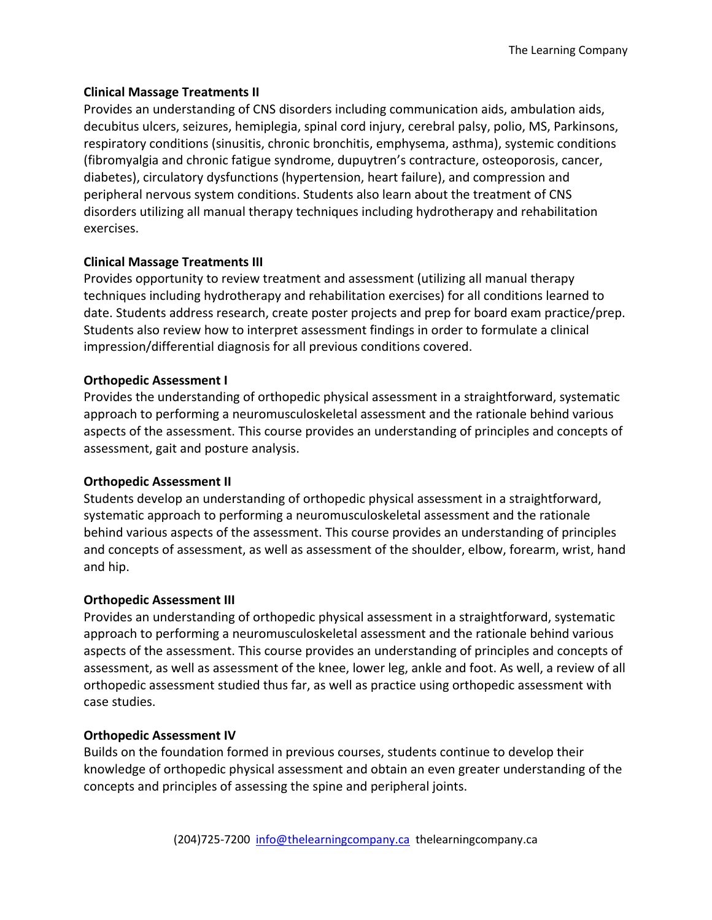**Clinical Massage Treatments II**

Provides an understanding of CNS disorders including communication aids, ambulation aids, decubitus ulcers, seizures, hemiplegia, spinal cord injury, cerebral palsy, polio, MS, Parkinsons, respiratory conditions (sinusitis, chronic bronchitis, emphysema, asthma), systemic conditions (fibromyalgia and chronic fatigue syndrome, dupuytren's contracture, osteoporosis, cancer, diabetes), circulatory dysfunctions (hypertension, heart failure), and compression and peripheral nervous system conditions. Students also learn about the treatment of CNS disorders utilizing all manual therapy techniques including hydrotherapy and rehabilitation exercises.

**Clinical Massage Treatments III**

Provides opportunity to review treatment and assessment (utilizing all manual therapy techniques including hydrotherapy and rehabilitation exercises) for all conditions learned to date. Students address research, create poster projects and prep for board exam practice/prep. Students also review how to interpret assessment findings in order to formulate a clinical impression/differential diagnosis for all previous conditions covered.

**Orthopedic Assessment I**

Provides the understanding of orthopedic physical assessment in a straightforward, systematic approach to performing a neuromusculoskeletal assessment and the rationale behind various aspects of the assessment. This course provides an understanding of principles and concepts of assessment, gait and posture analysis.

**Orthopedic Assessment II**

Students develop an understanding of orthopedic physical assessment in a straightforward, systematic approach to performing a neuromusculoskeletal assessment and the rationale behind various aspects of the assessment. This course provides an understanding of principles and concepts of assessment, as well as assessment of the shoulder, elbow, forearm, wrist, hand and hip.

**Orthopedic Assessment III**

Provides an understanding of orthopedic physical assessment in a straightforward, systematic approach to performing a neuromusculoskeletal assessment and the rationale behind various aspects of the assessment. This course provides an understanding of principles and concepts of assessment, as well as assessment of the knee, lower leg, ankle and foot. As well, a review of all orthopedic assessment studied thus far, as well as practice using orthopedic assessment with case studies.

**Orthopedic Assessment IV**

Builds on the foundation formed in previous courses, students continue to develop their knowledge of orthopedic physical assessment and obtain an even greater understanding of the concepts and principles of assessing the spine and peripheral joints.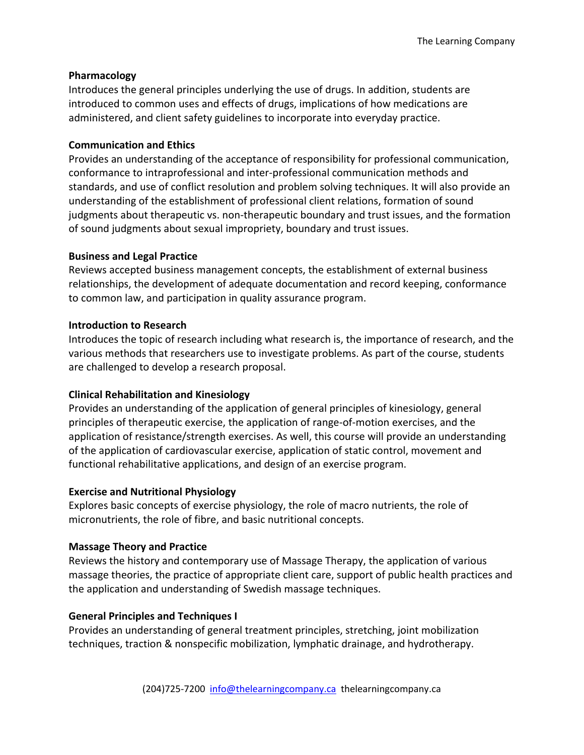**Pharmacology**
Introduces the general principles underlying the use of drugs. In addition, students are introduced to common uses and effects of drugs, implications of how medications are administered, and client safety guidelines to incorporate into everyday practice.

**Communication and Ethics**
Provides an understanding of the acceptance of responsibility for professional communication, conformance to intraprofessional and inter-professional communication methods and standards, and use of conflict resolution and problem solving techniques. It will also provide an understanding of the establishment of professional client relations, formation of sound judgments about therapeutic vs. non-therapeutic boundary and trust issues, and the formation of sound judgments about sexual impropriety, boundary and trust issues.

**Business and Legal Practice**
Reviews accepted business management concepts, the establishment of external business relationships, the development of adequate documentation and record keeping, conformance to common law, and participation in quality assurance program.

**Introduction to Research**
Introduces the topic of research including what research is, the importance of research, and the various methods that researchers use to investigate problems. As part of the course, students are challenged to develop a research proposal.

**Clinical Rehabilitation and Kinesiology**
Provides an understanding of the application of general principles of kinesiology, general principles of therapeutic exercise, the application of range-of-motion exercises, and the application of resistance/strength exercises. As well, this course will provide an understanding of the application of cardiovascular exercise, application of static control, movement and functional rehabilitative applications, and design of an exercise program.

**Exercise and Nutritional Physiology**
Explores basic concepts of exercise physiology, the role of macro nutrients, the role of micronutrients, the role of fibre, and basic nutritional concepts.

**Massage Theory and Practice**
Reviews the history and contemporary use of Massage Therapy, the application of various massage theories, the practice of appropriate client care, support of public health practices and the application and understanding of Swedish massage techniques.

**General Principles and Techniques I**
Provides an understanding of general treatment principles, stretching, joint mobilization techniques, traction & nonspecific mobilization, lymphatic drainage, and hydrotherapy.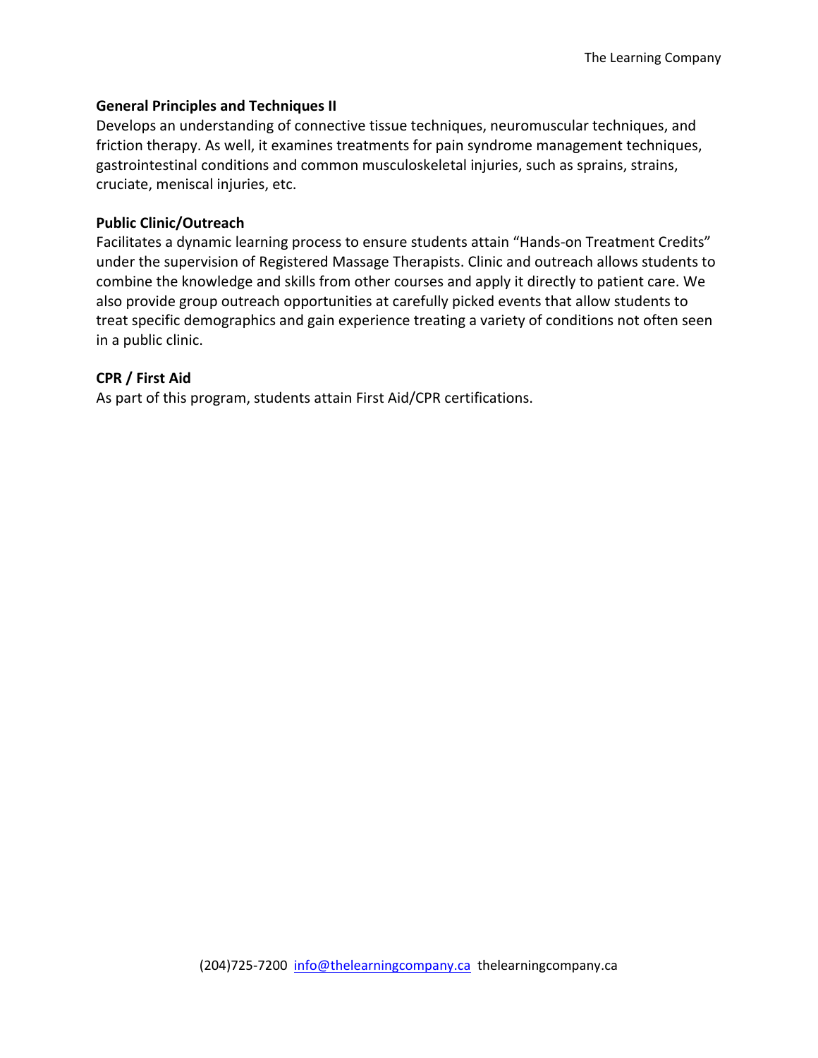**General Principles and Techniques II**

Develops an understanding of connective tissue techniques, neuromuscular techniques, and friction therapy. As well, it examines treatments for pain syndrome management techniques, gastrointestinal conditions and common musculoskeletal injuries, such as sprains, strains, cruciate, meniscal injuries, etc.

**Public Clinic/Outreach**

Facilitates a dynamic learning process to ensure students attain "Hands-on Treatment Credits" under the supervision of Registered Massage Therapists. Clinic and outreach allows students to combine the knowledge and skills from other courses and apply it directly to patient care. We also provide group outreach opportunities at carefully picked events that allow students to treat specific demographics and gain experience treating a variety of conditions not often seen in a public clinic.

**CPR / First Aid**

As part of this program, students attain First Aid/CPR certifications.